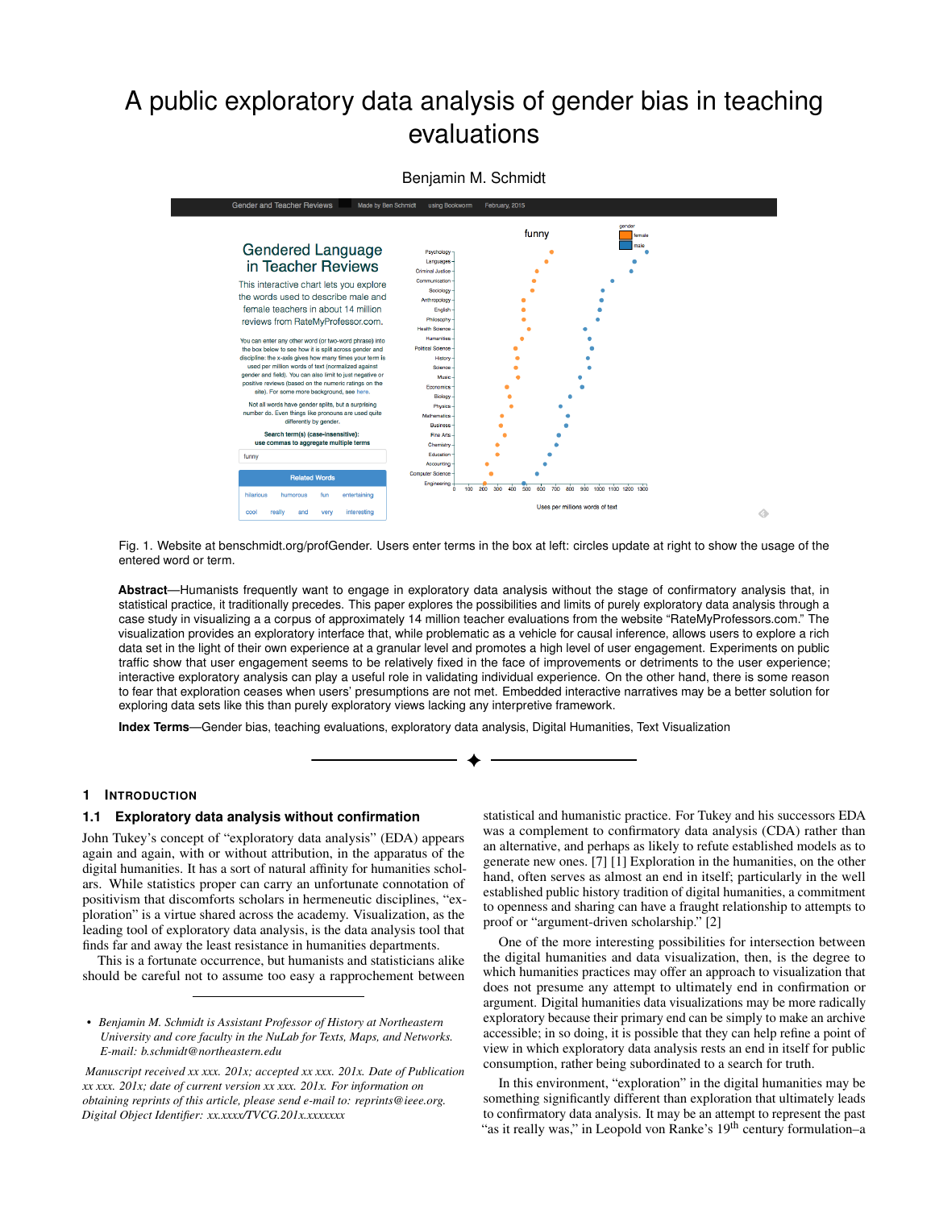# A public exploratory data analysis of gender bias in teaching evaluations

Benjamin M. Schmidt

Fig. 1. Website at benschmidt.org/profGender. Users enter terms in the box at left: circles update at right to show the usage of the entered word or term.

**Abstract**—Humanists frequently want to engage in exploratory data analysis without the stage of confirmatory analysis that, in statistical practice, it traditionally precedes. This paper explores the possibilities and limits of purely exploratory data analysis through a case study in visualizing a a corpus of approximately 14 million teacher evaluations from the website "RateMyProfessors.com." The visualization provides an exploratory interface that, while problematic as a vehicle for causal inference, allows users to explore a rich data set in the light of their own experience at a granular level and promotes a high level of user engagement. Experiments on public traffic show that user engagement seems to be relatively fixed in the face of improvements or detriments to the user experience; interactive exploratory analysis can play a useful role in validating individual experience. On the other hand, there is some reason to fear that exploration ceases when users' presumptions are not met. Embedded interactive narratives may be a better solution for exploring data sets like this than purely exploratory views lacking any interpretive framework.

**Index Terms**—Gender bias, teaching evaluations, exploratory data analysis, Digital Humanities, Text Visualization

## 1 Introduction

### 1.1 Exploratory data analysis without confirmation

John Tukey's concept of "exploratory data analysis" (EDA) appears again and again, with or without attribution, in the apparatus of the digital humanities. It has a sort of natural affinity for humanities scholars. While statistics proper can carry an unfortunate connotation of positivism that discomforts scholars in hermeneutic disciplines, "exploration" is a virtue shared across the academy. Visualization, as the leading tool of exploratory data analysis, is the data analysis tool that finds far and away the least resistance in humanities departments.

This is a fortunate occurrence, but humanists and statisticians alike should be careful not to assume too easy a rapprochement between statistical and humanistic practice. For Tukey and his successors EDA was a complement to confirmatory data analysis (CDA) rather than an alternative, and perhaps as likely to refute established models as to generate new ones. [7] [1] Exploration in the humanities, on the other hand, often serves as almost an end in itself; particularly in the well established public history tradition of digital humanities, a commitment to openness and sharing can have a fraught relationship to attempts to proof or "argument-driven scholarship." [2]

One of the more interesting possibilities for intersection between the digital humanities and data visualization, then, is the degree to which humanities practices may offer an approach to visualization that does not presume any attempt to ultimately end in confirmation or argument. Digital humanities data visualizations may be more radically exploratory because their primary end can be simply to make an archive accessible; in so doing, it is possible that they can help refine a point of view in which exploratory data analysis rests an end in itself for public consumption, rather being subordinated to a search for truth.

In this environment, "exploration" in the digital humanities may be something significantly different than exploration that ultimately leads to confirmatory data analysis. It may be an attempt to represent the past "as it really was," in Leopold von Ranke's 19th century formulation–a

- *Benjamin M. Schmidt is Assistant Professor of History at Northeastern University and core faculty in the NuLab for Texts, Maps, and Networks. E-mail: b.schmidt@northeastern.edu*

*Manuscript received xx xxx. 201x; accepted xx xxx. 201x. Date of Publication xx xxx. 201x; date of current version xx xxx. 201x. For information on obtaining reprints of this article, please send e-mail to: reprints@ieee.org. Digital Object Identifier: xx.xxxx/TVCG.201x.xxxxxxx*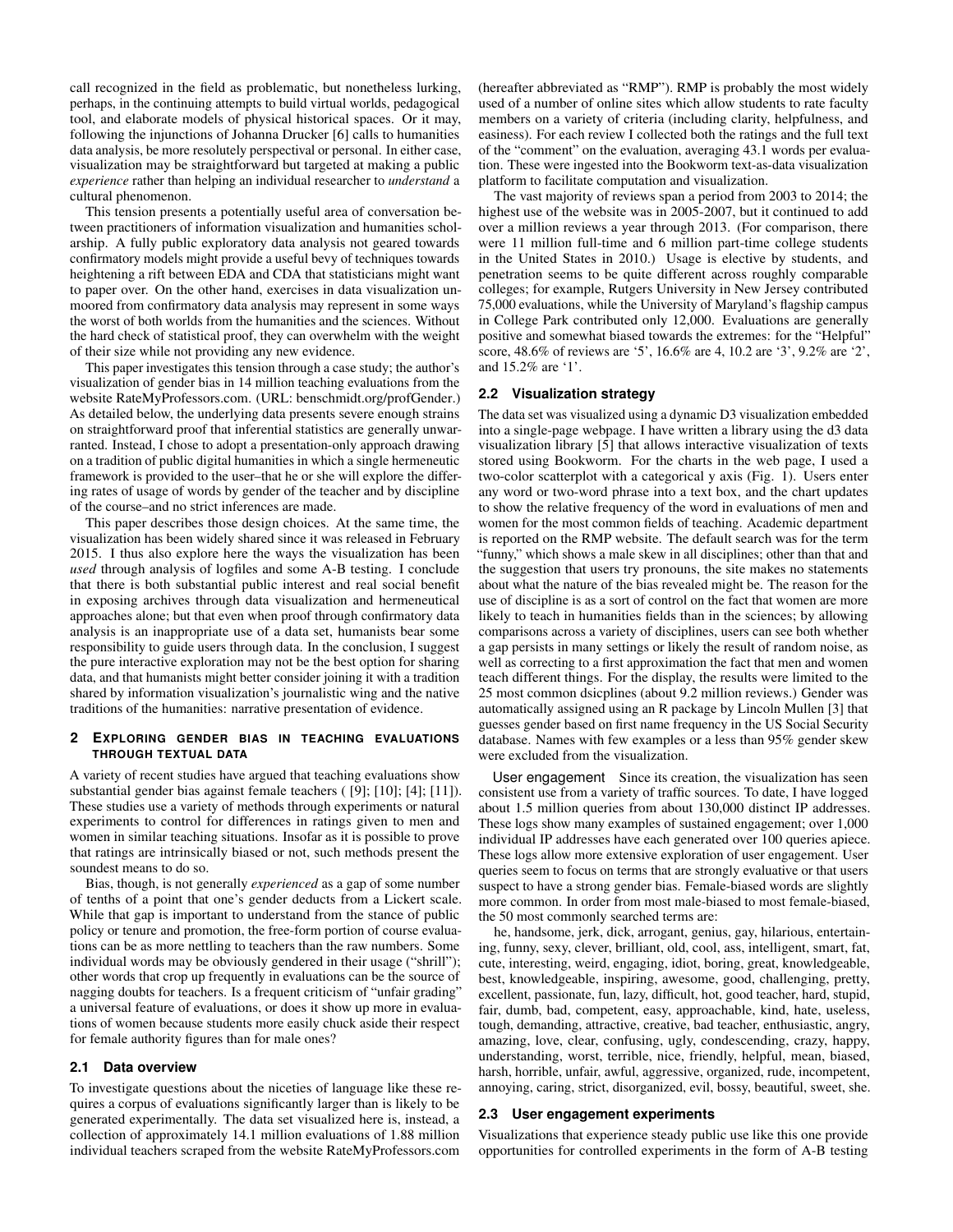call recognized in the field as problematic, but nonetheless lurking, perhaps, in the continuing attempts to build virtual worlds, pedagogical tool, and elaborate models of physical historical spaces. Or it may, following the injunctions of Johanna Drucker [6] calls to humanities data analysis, be more resolutely perspectival or personal. In either case, visualization may be straightforward but targeted at making a public *experience* rather than helping an individual researcher to *understand* a cultural phenomenon.

This tension presents a potentially useful area of conversation between practitioners of information visualization and humanities scholarship. A fully public exploratory data analysis not geared towards confirmatory models might provide a useful bevy of techniques towards heightening a rift between EDA and CDA that statisticians might want to paper over. On the other hand, exercises in data visualization unmoored from confirmatory data analysis may represent in some ways the worst of both worlds from the humanities and the sciences. Without the hard check of statistical proof, they can overwhelm with the weight of their size while not providing any new evidence.

This paper investigates this tension through a case study; the author's visualization of gender bias in 14 million teaching evaluations from the website RateMyProfessors.com. (URL: benschmidt.org/profGender.) As detailed below, the underlying data presents severe enough strains on straightforward proof that inferential statistics are generally unwarranted. Instead, I chose to adopt a presentation-only approach drawing on a tradition of public digital humanities in which a single hermeneutic framework is provided to the user–that he or she will explore the differing rates of usage of words by gender of the teacher and by discipline of the course–and no strict inferences are made.

This paper describes those design choices. At the same time, the visualization has been widely shared since it was released in February 2015. I thus also explore here the ways the visualization has been *used* through analysis of logfiles and some A-B testing. I conclude that there is both substantial public interest and real social benefit in exposing archives through data visualization and hermeneutical approaches alone; but that even when proof through confirmatory data analysis is an inappropriate use of a data set, humanists bear some responsibility to guide users through data. In the conclusion, I suggest the pure interactive exploration may not be the best option for sharing data, and that humanists might better consider joining it with a tradition shared by information visualization's journalistic wing and the native traditions of the humanities: narrative presentation of evidence.

## 2 Exploring gender bias in teaching evaluations through textual data

A variety of recent studies have argued that teaching evaluations show substantial gender bias against female teachers ( [9]; [10]; [4]; [11]). These studies use a variety of methods through experiments or natural experiments to control for differences in ratings given to men and women in similar teaching situations. Insofar as it is possible to prove that ratings are intrinsically biased or not, such methods present the soundest means to do so.

Bias, though, is not generally *experienced* as a gap of some number of tenths of a point that one's gender deducts from a Lickert scale. While that gap is important to understand from the stance of public policy or tenure and promotion, the free-form portion of course evaluations can be as more nettling to teachers than the raw numbers. Some individual words may be obviously gendered in their usage ("shrill"); other words that crop up frequently in evaluations can be the source of nagging doubts for teachers. Is a frequent criticism of "unfair grading" a universal feature of evaluations, or does it show up more in evaluations of women because students more easily chuck aside their respect for female authority figures than for male ones?

### 2.1 Data overview

To investigate questions about the niceties of language like these requires a corpus of evaluations significantly larger than is likely to be generated experimentally. The data set visualized here is, instead, a collection of approximately 14.1 million evaluations of 1.88 million individual teachers scraped from the website RateMyProfessors.com (hereafter abbreviated as "RMP"). RMP is probably the most widely used of a number of online sites which allow students to rate faculty members on a variety of criteria (including clarity, helpfulness, and easiness). For each review I collected both the ratings and the full text of the "comment" on the evaluation, averaging 43.1 words per evaluation. These were ingested into the Bookworm text-as-data visualization platform to facilitate computation and visualization.

The vast majority of reviews span a period from 2003 to 2014; the highest use of the website was in 2005-2007, but it continued to add over a million reviews a year through 2013. (For comparison, there were 11 million full-time and 6 million part-time college students in the United States in 2010.) Usage is elective by students, and penetration seems to be quite different across roughly comparable colleges; for example, Rutgers University in New Jersey contributed 75,000 evaluations, while the University of Maryland's flagship campus in College Park contributed only 12,000. Evaluations are generally positive and somewhat biased towards the extremes: for the "Helpful" score, 48.6% of reviews are '5', 16.6% are 4, 10.2 are '3', 9.2% are '2', and 15.2% are '1'.

### 2.2 Visualization strategy

The data set was visualized using a dynamic D3 visualization embedded into a single-page webpage. I have written a library using the d3 data visualization library [5] that allows interactive visualization of texts stored using Bookworm. For the charts in the web page, I used a two-color scatterplot with a categorical y axis (Fig. 1). Users enter any word or two-word phrase into a text box, and the chart updates to show the relative frequency of the word in evaluations of men and women for the most common fields of teaching. Academic department is reported on the RMP website. The default search was for the term "funny," which shows a male skew in all disciplines; other than that and the suggestion that users try pronouns, the site makes no statements about what the nature of the bias revealed might be. The reason for the use of discipline is as a sort of control on the fact that women are more likely to teach in humanities fields than in the sciences; by allowing comparisons across a variety of disciplines, users can see both whether a gap persists in many settings or likely the result of random noise, as well as correcting to a first approximation the fact that men and women teach different things. For the display, the results were limited to the 25 most common dsicplines (about 9.2 million reviews.) Gender was automatically assigned using an R package by Lincoln Mullen [3] that guesses gender based on first name frequency in the US Social Security database. Names with few examples or a less than 95% gender skew were excluded from the visualization.

**User engagement** Since its creation, the visualization has seen consistent use from a variety of traffic sources. To date, I have logged about 1.5 million queries from about 130,000 distinct IP addresses. These logs show many examples of sustained engagement; over 1,000 individual IP addresses have each generated over 100 queries apiece. These logs allow more extensive exploration of user engagement. User queries seem to focus on terms that are strongly evaluative or that users suspect to have a strong gender bias. Female-biased words are slightly more common. In order from most male-biased to most female-biased, the 50 most commonly searched terms are:

he, handsome, jerk, dick, arrogant, genius, gay, hilarious, entertaining, funny, sexy, clever, brilliant, old, cool, ass, intelligent, smart, fat, cute, interesting, weird, engaging, idiot, boring, great, knowledgeable, best, knowledgeable, inspiring, awesome, good, challenging, pretty, excellent, passionate, fun, lazy, difficult, hot, good teacher, hard, stupid, fair, dumb, bad, competent, easy, approachable, kind, hate, useless, tough, demanding, attractive, creative, bad teacher, enthusiastic, angry, amazing, love, clear, confusing, ugly, condescending, crazy, happy, understanding, worst, terrible, nice, friendly, helpful, mean, biased, harsh, horrible, unfair, awful, aggressive, organized, rude, incompetent, annoying, caring, strict, disorganized, evil, bossy, beautiful, sweet, she.

### 2.3 User engagement experiments

Visualizations that experience steady public use like this one provide opportunities for controlled experiments in the form of A-B testing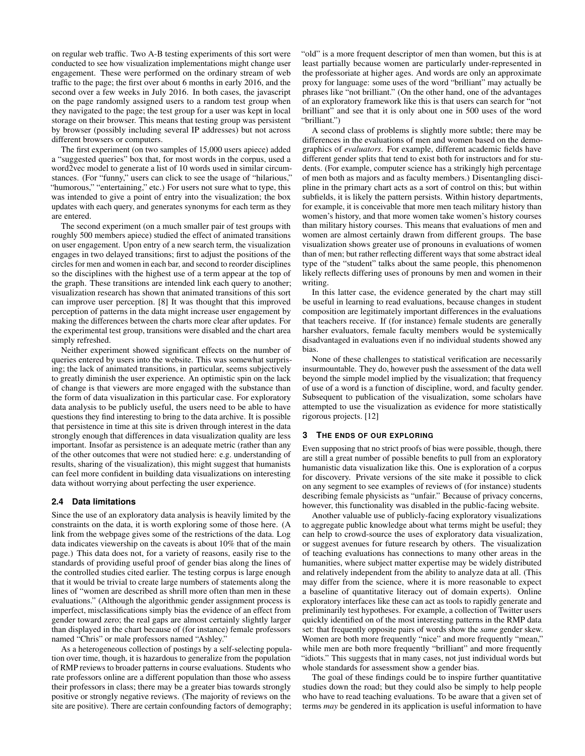on regular web traffic. Two A-B testing experiments of this sort were conducted to see how visualization implementations might change user engagement. These were performed on the ordinary stream of web traffic to the page; the first over about 6 months in early 2016, and the second over a few weeks in July 2016. In both cases, the javascript on the page randomly assigned users to a random test group when they navigated to the page; the test group for a user was kept in local storage on their browser. This means that testing group was persistent by browser (possibly including several IP addresses) but not across different browsers or computers.

The first experiment (on two samples of 15,000 users apiece) added a "suggested queries" box that, for most words in the corpus, used a word2vec model to generate a list of 10 words used in similar circumstances. (For "funny," users can click to see the usage of "hilarious," "humorous," "entertaining," etc.) For users not sure what to type, this was intended to give a point of entry into the visualization; the box updates with each query, and generates synonyms for each term as they are entered.

The second experiment (on a much smaller pair of test groups with roughly 500 members apiece) studied the effect of animated transitions on user engagement. Upon entry of a new search term, the visualization engages in two delayed transitions; first to adjust the positions of the circles for men and women in each bar, and second to reorder disciplines so the disciplines with the highest use of a term appear at the top of the graph. These transitions are intended link each query to another; visualization research has shown that animated transitions of this sort can improve user perception. [8] It was thought that this improved perception of patterns in the data might increase user engagement by making the differences between the charts more clear after updates. For the experimental test group, transitions were disabled and the chart area simply refreshed.

Neither experiment showed significant effects on the number of queries entered by users into the website. This was somewhat surprising; the lack of animated transitions, in particular, seems subjectively to greatly diminish the user experience. An optimistic spin on the lack of change is that viewers are more engaged with the substance than the form of data visualization in this particular case. For exploratory data analysis to be publicly useful, the users need to be able to have questions they find interesting to bring to the data archive. It is possible that persistence in time at this site is driven through interest in the data strongly enough that differences in data visualization quality are less important. Insofar as persistence is an adequate metric (rather than any of the other outcomes that were not studied here: e.g. understanding of results, sharing of the visualization), this might suggest that humanists can feel more confident in building data visualizations on interesting data without worrying about perfecting the user experience.

### 2.4 Data limitations

Since the use of an exploratory data analysis is heavily limited by the constraints on the data, it is worth exploring some of those here. (A link from the webpage gives some of the restrictions of the data. Log data indicates viewership on the caveats is about 10% that of the main page.) This data does not, for a variety of reasons, easily rise to the standards of providing useful proof of gender bias along the lines of the controlled studies cited earlier. The testing corpus is large enough that it would be trivial to create large numbers of statements along the lines of "women are described as shrill more often than men in these evaluations." (Although the algorithmic gender assignment process is imperfect, misclassifications simply bias the evidence of an effect from gender toward zero; the real gaps are almost certainly slightly larger than displayed in the chart because of (for instance) female professors named "Chris" or male professors named "Ashley."

As a heterogeneous collection of postings by a self-selecting population over time, though, it is hazardous to generalize from the population of RMP reviews to broader patterns in course evaluations. Students who rate professors online are a different population than those who assess their professors in class; there may be a greater bias towards strongly positive or strongly negative reviews. (The majority of reviews on the site are positive). There are certain confounding factors of demography; "old" is a more frequent descriptor of men than women, but this is at least partially because women are particularly under-represented in the professoriate at higher ages. And words are only an approximate proxy for language: some uses of the word "brilliant" may actually be phrases like "not brilliant." (On the other hand, one of the advantages of an exploratory framework like this is that users can search for "not brilliant" and see that it is only about one in 500 uses of the word "brilliant.")

A second class of problems is slightly more subtle; there may be differences in the evaluations of men and women based on the demographics of *evaluators*. For example, different academic fields have different gender splits that tend to exist both for instructors and for students. (For example, computer science has a strikingly high percentage of men both as majors and as faculty members.) Disentangling discipline in the primary chart acts as a sort of control on this; but within subfields, it is likely the pattern persists. Within history departments, for example, it is conceivable that more men teach military history than women's history, and that more women take women's history courses than military history courses. This means that evaluations of men and women are almost certainly drawn from different groups. The base visualization shows greater use of pronouns in evaluations of women than of men; but rather reflecting different ways that some abstract ideal type of the "student" talks about the same people, this phenomenon likely reflects differing uses of pronouns by men and women in their writing.

In this latter case, the evidence generated by the chart may still be useful in learning to read evaluations, because changes in student composition are legitimately important differences in the evaluations that teachers receive. If (for instance) female students are generally harsher evaluators, female faculty members would be systemically disadvantaged in evaluations even if no individual students showed any bias.

None of these challenges to statistical verification are necessarily insurmountable. They do, however push the assessment of the data well beyond the simple model implied by the visualization; that frequency of use of a word is a function of discipline, word, and faculty gender. Subsequent to publication of the visualization, some scholars have attempted to use the visualization as evidence for more statistically rigorous projects. [12]

## 3 The ends of our exploring

Even supposing that no strict proofs of bias were possible, though, there are still a great number of possible benefits to pull from an exploratory humanistic data visualization like this. One is exploration of a corpus for discovery. Private versions of the site make it possible to click on any segment to see examples of reviews of (for instance) students describing female physicists as "unfair." Because of privacy concerns, however, this functionality was disabled in the public-facing website.

Another valuable use of publicly-facing exploratory visualizations to aggregate public knowledge about what terms might be useful; they can help to crowd-source the uses of exploratory data visualization, or suggest avenues for future research by others. The visualization of teaching evaluations has connections to many other areas in the humanities, where subject matter expertise may be widely distributed and relatively independent from the ability to analyze data at all. (This may differ from the science, where it is more reasonable to expect a baseline of quantitative literacy out of domain experts). Online exploratory interfaces like these can act as tools to rapidly generate and preliminarily test hypotheses. For example, a collection of Twitter users quickly identified on of the most interesting patterns in the RMP data set: that frequently opposite pairs of words show the *same* gender skew. Women are both more frequently "nice" and more frequently "mean," while men are both more frequently "brilliant" and more frequently "idiots." This suggests that in many cases, not just individual words but whole standards for assessment show a gender bias.

The goal of these findings could be to inspire further quantitative studies down the road; but they could also be simply to help people who have to read teaching evaluations. To be aware that a given set of terms *may* be gendered in its application is useful information to have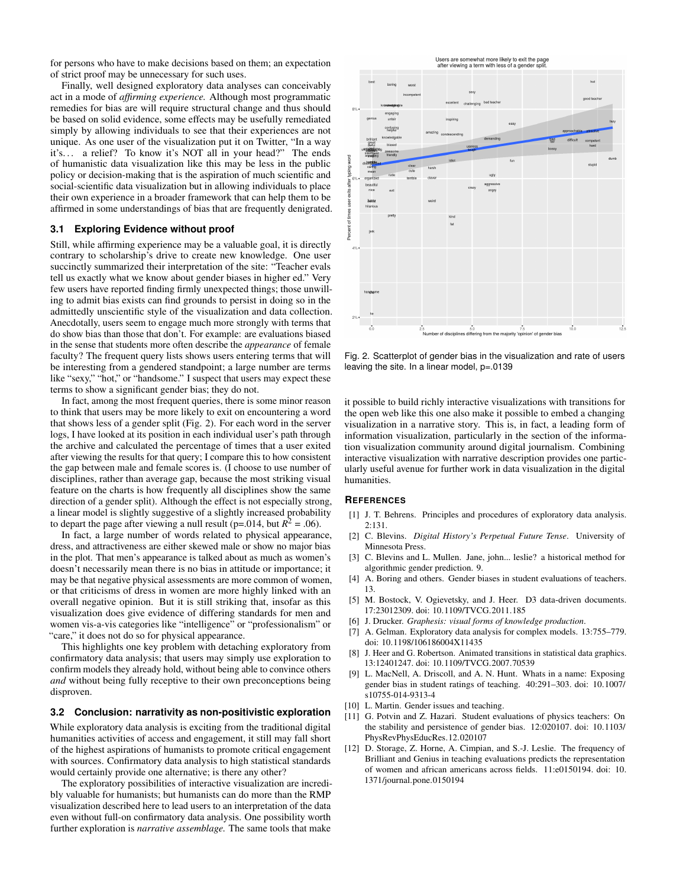for persons who have to make decisions based on them; an expectation of strict proof may be unnecessary for such uses.

Finally, well designed exploratory data analyses can conceivably act in a mode of *affirming experience.* Although most programmatic remedies for bias are will require structural change and thus should be based on solid evidence, some effects may be usefully remediated simply by allowing individuals to see that their experiences are not unique. As one user of the visualization put it on Twitter, "In a way it's... a relief? To know it's NOT all in your head?" The ends of humanistic data visualization like this may be less in the public policy or decision-making that is the aspiration of much scientific and social-scientific data visualization but in allowing individuals to place their own experience in a broader framework that can help them to be affirmed in some understandings of bias that are frequently denigrated.

### 3.1 Exploring Evidence without proof

Still, while affirming experience may be a valuable goal, it is directly contrary to scholarship's drive to create new knowledge. One user succinctly summarized their interpretation of the site: "Teacher evals tell us exactly what we know about gender biases in higher ed." Very few users have reported finding firmly unexpected things; those unwilling to admit bias exists can find grounds to persist in doing so in the admittedly unscientific style of the visualization and data collection. Anecdotally, users seem to engage much more strongly with terms that do show bias than those that don't. For example: are evaluations biased in the sense that students more often describe the *appearance* of female faculty? The frequent query lists shows users entering terms that will be interesting from a gendered standpoint; a large number are terms like "sexy," "hot," or "handsome." I suspect that users may expect these terms to show a significant gender bias; they do not.

In fact, among the most frequent queries, there is some minor reason to think that users may be more likely to exit on encountering a word that shows less of a gender split (Fig. 2). For each word in the server logs, I have looked at its position in each individual user's path through the archive and calculated the percentage of times that a user exited after viewing the results for that query; I compare this to how consistent the gap between male and female scores is. (I choose to use number of disciplines, rather than average gap, because the most striking visual feature on the charts is how frequently all disciplines show the same direction of a gender split). Although the effect is not especially strong, a linear model is slightly suggestive of a slightly increased probability to depart the page after viewing a null result (p=.014, but $R^2$ = .06).

In fact, a large number of words related to physical appearance, dress, and attractiveness are either skewed male or show no major bias in the plot. That men's appearance is talked about as much as women's doesn't necessarily mean there is no bias in attitude or importance; it may be that negative physical assessments are more common of women, or that criticisms of dress in women are more highly linked with an overall negative opinion. But it is still striking that, insofar as this visualization does give evidence of differing standards for men and women vis-a-vis categories like "intelligence" or "professionalism" or "care," it does not do so for physical appearance.

This highlights one key problem with detaching exploratory from confirmatory data analysis; that users may simply use exploration to confirm models they already hold, without being able to convince others *and* without being fully receptive to their own preconceptions being disproven.

### 3.2 Conclusion: narrativity as non-positivistic exploration

While exploratory data analysis is exciting from the traditional digital humanities activities of access and engagement, it still may fall short of the highest aspirations of humanists to promote critical engagement with sources. Confirmatory data analysis to high statistical standards would certainly provide one alternative; is there any other?

The exploratory possibilities of interactive visualization are incredibly valuable for humanists; but humanists can do more than the RMP visualization described here to lead users to an interpretation of the data even without full-on confirmatory data analysis. One possibility worth further exploration is *narrative assemblage.* The same tools that make

Users are somewhat more likely to exit the page after viewing a term with less of a gender split.

Percent of times user exits after typing word

8%
6%
4%
2%

0.0 2.5 5.0 7.5 10.0 12.5

Number of disciplines differing from the majority 'opinion' of gender bias

best, boring, worst, incompetent, sexy, hot, good teacher, knowledgeable, excellent, challenging, bad teacher, lazy, engaging, genius, unfair, inspiring, easy, confusing, helpful, amazing, condescending, approachable, attractive, knowledgeable, demanding, brilliant, great, awful, difficult, competent, hard, biased, useless, tough, bossy, awesome, friendly, idiot, fun, dumb, stupid, caring, clear, harsh, cute, mean, rude, terrible, clever, ugly, organized, beautiful, aggressive, crazy, nice, evil, angry, weird, hilarious, pretty, kind, fat, jerk, handsome, he

Fig. 2. Scatterplot of gender bias in the visualization and rate of users leaving the site. In a linear model, p=.0139

it possible to build richly interactive visualizations with transitions for the open web like this one also make it possible to embed a changing visualization in a narrative story. This is, in fact, a leading form of information visualization, particularly in the section of the information visualization community around digital journalism. Combining interactive visualization with narrative description provides one particularly useful avenue for further work in data visualization in the digital humanities.

## References

[1] J. T. Behrens. Principles and procedures of exploratory data analysis. 2:131.

[2] C. Blevins. *Digital History's Perpetual Future Tense*. University of Minnesota Press.

[3] C. Blevins and L. Mullen. Jane, john... leslie? a historical method for algorithmic gender prediction. 9.

[4] A. Boring and others. Gender biases in student evaluations of teachers. 13.

[5] M. Bostock, V. Ogievetsky, and J. Heer. D3 data-driven documents. 17:23012309. doi: 10.1109/TVCG.2011.185

[6] J. Drucker. *Graphesis: visual forms of knowledge production*.

[7] A. Gelman. Exploratory data analysis for complex models. 13:755–779. doi: 10.1198/106186004X11435

[8] J. Heer and G. Robertson. Animated transitions in statistical data graphics. 13:12401247. doi: 10.1109/TVCG.2007.70539

[9] L. MacNell, A. Driscoll, and A. N. Hunt. Whats in a name: Exposing gender bias in student ratings of teaching. 40:291–303. doi: 10.1007/s10755-014-9313-4

[10] L. Martin. Gender issues and teaching.

[11] G. Potvin and Z. Hazari. Student evaluations of physics teachers: On the stability and persistence of gender bias. 12:020107. doi: 10.1103/PhysRevPhysEducRes.12.020107

[12] D. Storage, Z. Horne, A. Cimpian, and S.-J. Leslie. The frequency of Brilliant and Genius in teaching evaluations predicts the representation of women and african americans across fields. 11:e0150194. doi: 10.1371/journal.pone.0150194